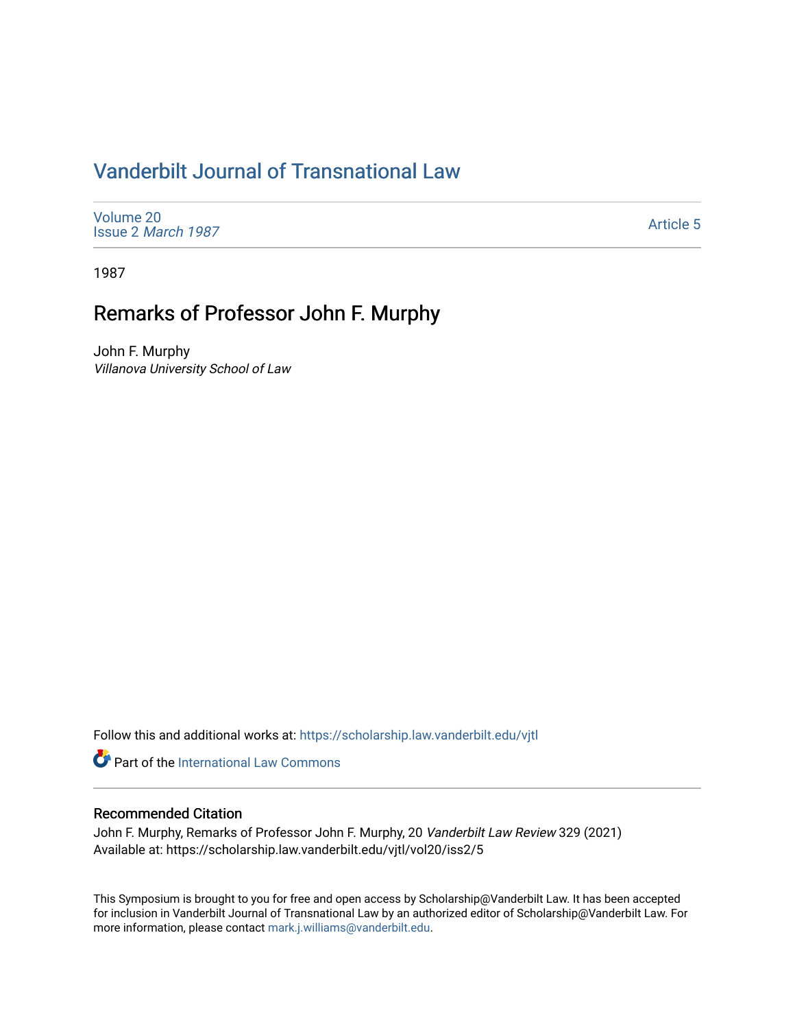# Vanderbilt Journal of Transnational Law

Volume 20
Issue 2 *March 1987*

Article 5

1987

## Remarks of Professor John F. Murphy

John F. Murphy
*Villanova University School of Law*

Follow this and additional works at: https://scholarship.law.vanderbilt.edu/vjtl

Part of the International Law Commons

### Recommended Citation

John F. Murphy, Remarks of Professor John F. Murphy, 20 *Vanderbilt Law Review* 329 (2021)
Available at: https://scholarship.law.vanderbilt.edu/vjtl/vol20/iss2/5

This Symposium is brought to you for free and open access by Scholarship@Vanderbilt Law. It has been accepted for inclusion in Vanderbilt Journal of Transnational Law by an authorized editor of Scholarship@Vanderbilt Law. For more information, please contact mark.j.williams@vanderbilt.edu.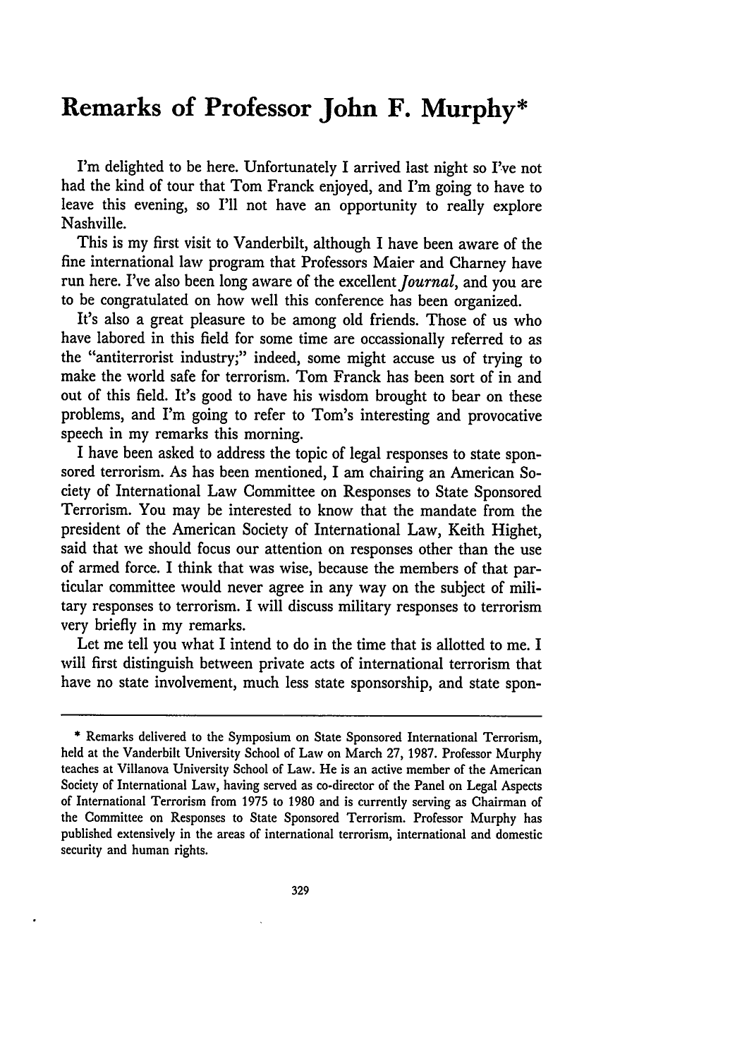# Remarks of Professor John F. Murphy*

I'm delighted to be here. Unfortunately I arrived last night so I've not had the kind of tour that Tom Franck enjoyed, and I'm going to have to leave this evening, so I'll not have an opportunity to really explore Nashville.

This is my first visit to Vanderbilt, although I have been aware of the fine international law program that Professors Maier and Charney have run here. I've also been long aware of the excellent *Journal*, and you are to be congratulated on how well this conference has been organized.

It's also a great pleasure to be among old friends. Those of us who have labored in this field for some time are occassionally referred to as the "antiterrorist industry;" indeed, some might accuse us of trying to make the world safe for terrorism. Tom Franck has been sort of in and out of this field. It's good to have his wisdom brought to bear on these problems, and I'm going to refer to Tom's interesting and provocative speech in my remarks this morning.

I have been asked to address the topic of legal responses to state sponsored terrorism. As has been mentioned, I am chairing an American Society of International Law Committee on Responses to State Sponsored Terrorism. You may be interested to know that the mandate from the president of the American Society of International Law, Keith Highet, said that we should focus our attention on responses other than the use of armed force. I think that was wise, because the members of that particular committee would never agree in any way on the subject of military responses to terrorism. I will discuss military responses to terrorism very briefly in my remarks.

Let me tell you what I intend to do in the time that is allotted to me. I will first distinguish between private acts of international terrorism that have no state involvement, much less state sponsorship, and state spon-

---

\* Remarks delivered to the Symposium on State Sponsored International Terrorism, held at the Vanderbilt University School of Law on March 27, 1987. Professor Murphy teaches at Villanova University School of Law. He is an active member of the American Society of International Law, having served as co-director of the Panel on Legal Aspects of International Terrorism from 1975 to 1980 and is currently serving as Chairman of the Committee on Responses to State Sponsored Terrorism. Professor Murphy has published extensively in the areas of international terrorism, international and domestic security and human rights.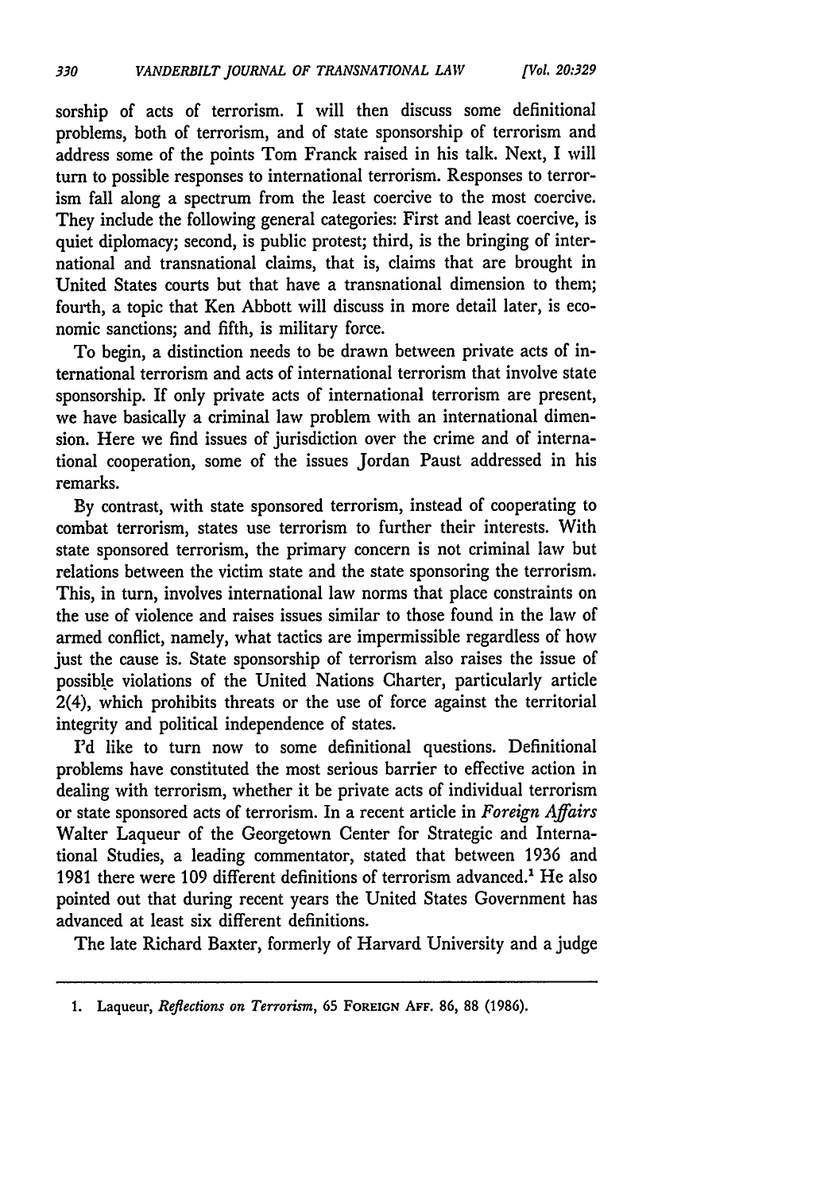sorship of acts of terrorism. I will then discuss some definitional problems, both of terrorism, and of state sponsorship of terrorism and address some of the points Tom Franck raised in his talk. Next, I will turn to possible responses to international terrorism. Responses to terrorism fall along a spectrum from the least coercive to the most coercive. They include the following general categories: First and least coercive, is quiet diplomacy; second, is public protest; third, is the bringing of international and transnational claims, that is, claims that are brought in United States courts but that have a transnational dimension to them; fourth, a topic that Ken Abbott will discuss in more detail later, is economic sanctions; and fifth, is military force.

To begin, a distinction needs to be drawn between private acts of international terrorism and acts of international terrorism that involve state sponsorship. If only private acts of international terrorism are present, we have basically a criminal law problem with an international dimension. Here we find issues of jurisdiction over the crime and of international cooperation, some of the issues Jordan Paust addressed in his remarks.

By contrast, with state sponsored terrorism, instead of cooperating to combat terrorism, states use terrorism to further their interests. With state sponsored terrorism, the primary concern is not criminal law but relations between the victim state and the state sponsoring the terrorism. This, in turn, involves international law norms that place constraints on the use of violence and raises issues similar to those found in the law of armed conflict, namely, what tactics are impermissible regardless of how just the cause is. State sponsorship of terrorism also raises the issue of possible violations of the United Nations Charter, particularly article 2(4), which prohibits threats or the use of force against the territorial integrity and political independence of states.

I'd like to turn now to some definitional questions. Definitional problems have constituted the most serious barrier to effective action in dealing with terrorism, whether it be private acts of individual terrorism or state sponsored acts of terrorism. In a recent article in *Foreign Affairs* Walter Laqueur of the Georgetown Center for Strategic and International Studies, a leading commentator, stated that between 1936 and 1981 there were 109 different definitions of terrorism advanced.[1] He also pointed out that during recent years the United States Government has advanced at least six different definitions.

The late Richard Baxter, formerly of Harvard University and a judge

---

1. Laqueur, *Reflections on Terrorism*, 65 FOREIGN AFF. 86, 88 (1986).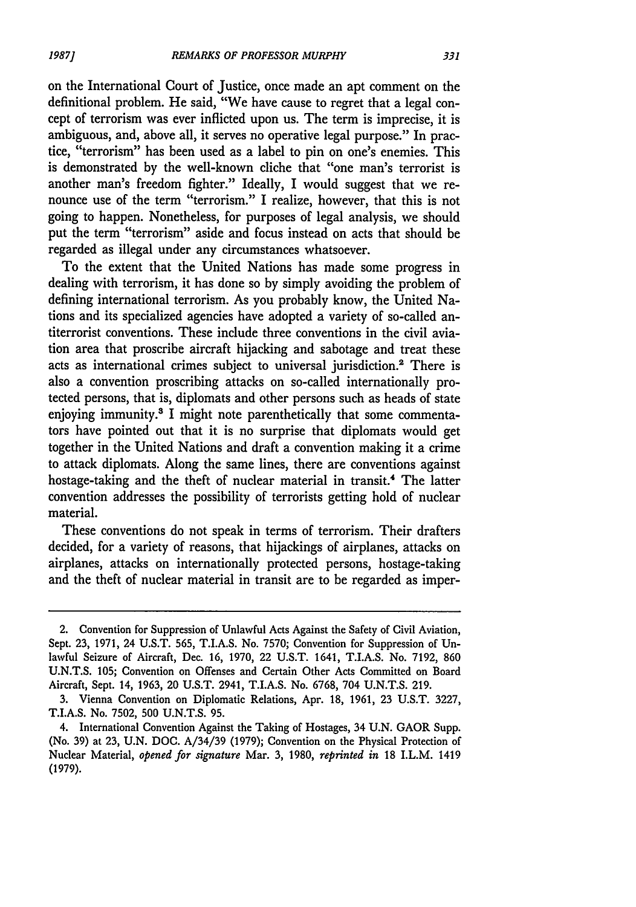on the International Court of Justice, once made an apt comment on the definitional problem. He said, "We have cause to regret that a legal concept of terrorism was ever inflicted upon us. The term is imprecise, it is ambiguous, and, above all, it serves no operative legal purpose." In practice, "terrorism" has been used as a label to pin on one's enemies. This is demonstrated by the well-known cliche that "one man's terrorist is another man's freedom fighter." Ideally, I would suggest that we renounce use of the term "terrorism." I realize, however, that this is not going to happen. Nonetheless, for purposes of legal analysis, we should put the term "terrorism" aside and focus instead on acts that should be regarded as illegal under any circumstances whatsoever.

To the extent that the United Nations has made some progress in dealing with terrorism, it has done so by simply avoiding the problem of defining international terrorism. As you probably know, the United Nations and its specialized agencies have adopted a variety of so-called antiterrorist conventions. These include three conventions in the civil aviation area that proscribe aircraft hijacking and sabotage and treat these acts as international crimes subject to universal jurisdiction.[2] There is also a convention proscribing attacks on so-called internationally protected persons, that is, diplomats and other persons such as heads of state enjoying immunity.[3] I might note parenthetically that some commentators have pointed out that it is no surprise that diplomats would get together in the United Nations and draft a convention making it a crime to attack diplomats. Along the same lines, there are conventions against hostage-taking and the theft of nuclear material in transit.[4] The latter convention addresses the possibility of terrorists getting hold of nuclear material.

These conventions do not speak in terms of terrorism. Their drafters decided, for a variety of reasons, that hijackings of airplanes, attacks on airplanes, attacks on internationally protected persons, hostage-taking and the theft of nuclear material in transit are to be regarded as imper-

---

2. Convention for Suppression of Unlawful Acts Against the Safety of Civil Aviation, Sept. 23, 1971, 24 U.S.T. 565, T.I.A.S. No. 7570; Convention for Suppression of Unlawful Seizure of Aircraft, Dec. 16, 1970, 22 U.S.T. 1641, T.I.A.S. No. 7192, 860 U.N.T.S. 105; Convention on Offenses and Certain Other Acts Committed on Board Aircraft, Sept. 14, 1963, 20 U.S.T. 2941, T.I.A.S. No. 6768, 704 U.N.T.S. 219.

3. Vienna Convention on Diplomatic Relations, Apr. 18, 1961, 23 U.S.T. 3227, T.I.A.S. No. 7502, 500 U.N.T.S. 95.

4. International Convention Against the Taking of Hostages, 34 U.N. GAOR Supp. (No. 39) at 23, U.N. DOC. A/34/39 (1979); Convention on the Physical Protection of Nuclear Material, *opened for signature* Mar. 3, 1980, *reprinted in* 18 I.L.M. 1419 (1979).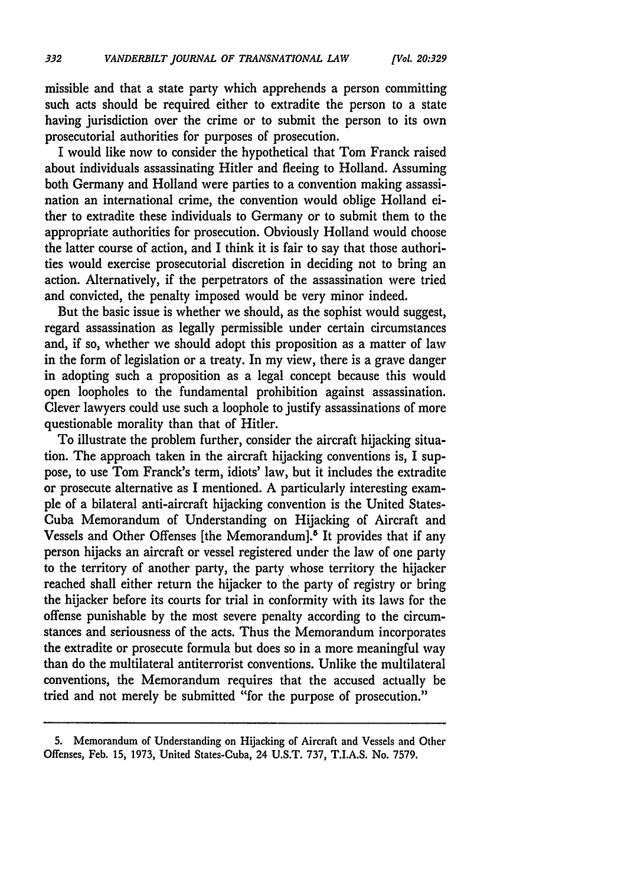missible and that a state party which apprehends a person committing such acts should be required either to extradite the person to a state having jurisdiction over the crime or to submit the person to its own prosecutorial authorities for purposes of prosecution.

I would like now to consider the hypothetical that Tom Franck raised about individuals assassinating Hitler and fleeing to Holland. Assuming both Germany and Holland were parties to a convention making assassination an international crime, the convention would oblige Holland either to extradite these individuals to Germany or to submit them to the appropriate authorities for prosecution. Obviously Holland would choose the latter course of action, and I think it is fair to say that those authorities would exercise prosecutorial discretion in deciding not to bring an action. Alternatively, if the perpetrators of the assassination were tried and convicted, the penalty imposed would be very minor indeed.

But the basic issue is whether we should, as the sophist would suggest, regard assassination as legally permissible under certain circumstances and, if so, whether we should adopt this proposition as a matter of law in the form of legislation or a treaty. In my view, there is a grave danger in adopting such a proposition as a legal concept because this would open loopholes to the fundamental prohibition against assassination. Clever lawyers could use such a loophole to justify assassinations of more questionable morality than that of Hitler.

To illustrate the problem further, consider the aircraft hijacking situation. The approach taken in the aircraft hijacking conventions is, I suppose, to use Tom Franck's term, idiots' law, but it includes the extradite or prosecute alternative as I mentioned. A particularly interesting example of a bilateral anti-aircraft hijacking convention is the United States-Cuba Memorandum of Understanding on Hijacking of Aircraft and Vessels and Other Offenses [the Memorandum].[5] It provides that if any person hijacks an aircraft or vessel registered under the law of one party to the territory of another party, the party whose territory the hijacker reached shall either return the hijacker to the party of registry or bring the hijacker before its courts for trial in conformity with its laws for the offense punishable by the most severe penalty according to the circumstances and seriousness of the acts. Thus the Memorandum incorporates the extradite or prosecute formula but does so in a more meaningful way than do the multilateral antiterrorist conventions. Unlike the multilateral conventions, the Memorandum requires that the accused actually be tried and not merely be submitted "for the purpose of prosecution."

---

5. Memorandum of Understanding on Hijacking of Aircraft and Vessels and Other Offenses, Feb. 15, 1973, United States-Cuba, 24 U.S.T. 737, T.I.A.S. No. 7579.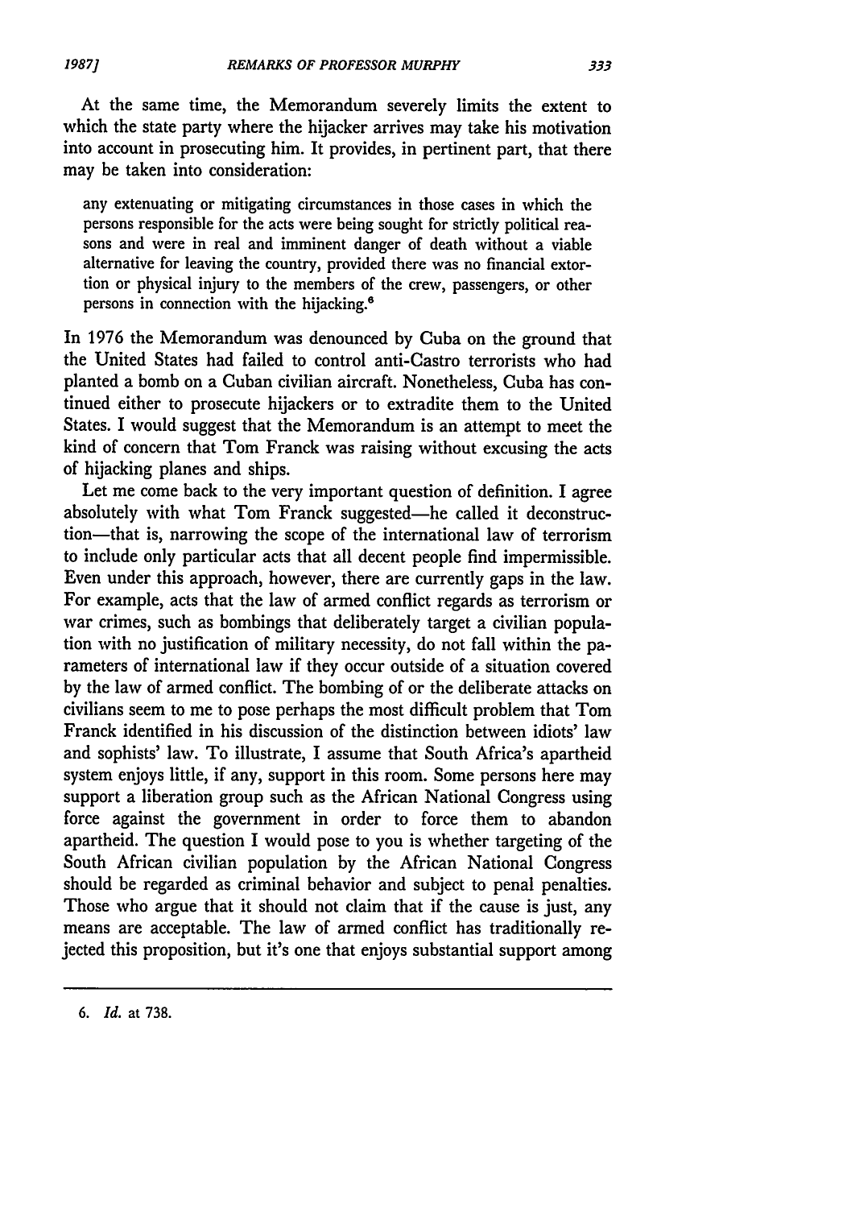At the same time, the Memorandum severely limits the extent to which the state party where the hijacker arrives may take his motivation into account in prosecuting him. It provides, in pertinent part, that there may be taken into consideration:

> any extenuating or mitigating circumstances in those cases in which the persons responsible for the acts were being sought for strictly political reasons and were in real and imminent danger of death without a viable alternative for leaving the country, provided there was no financial extortion or physical injury to the members of the crew, passengers, or other persons in connection with the hijacking.[6]

In 1976 the Memorandum was denounced by Cuba on the ground that the United States had failed to control anti-Castro terrorists who had planted a bomb on a Cuban civilian aircraft. Nonetheless, Cuba has continued either to prosecute hijackers or to extradite them to the United States. I would suggest that the Memorandum is an attempt to meet the kind of concern that Tom Franck was raising without excusing the acts of hijacking planes and ships.

Let me come back to the very important question of definition. I agree absolutely with what Tom Franck suggested—he called it deconstruction—that is, narrowing the scope of the international law of terrorism to include only particular acts that all decent people find impermissible. Even under this approach, however, there are currently gaps in the law. For example, acts that the law of armed conflict regards as terrorism or war crimes, such as bombings that deliberately target a civilian population with no justification of military necessity, do not fall within the parameters of international law if they occur outside of a situation covered by the law of armed conflict. The bombing of or the deliberate attacks on civilians seem to me to pose perhaps the most difficult problem that Tom Franck identified in his discussion of the distinction between idiots' law and sophists' law. To illustrate, I assume that South Africa's apartheid system enjoys little, if any, support in this room. Some persons here may support a liberation group such as the African National Congress using force against the government in order to force them to abandon apartheid. The question I would pose to you is whether targeting of the South African civilian population by the African National Congress should be regarded as criminal behavior and subject to penal penalties. Those who argue that it should not claim that if the cause is just, any means are acceptable. The law of armed conflict has traditionally rejected this proposition, but it's one that enjoys substantial support among

---

6. *Id.* at 738.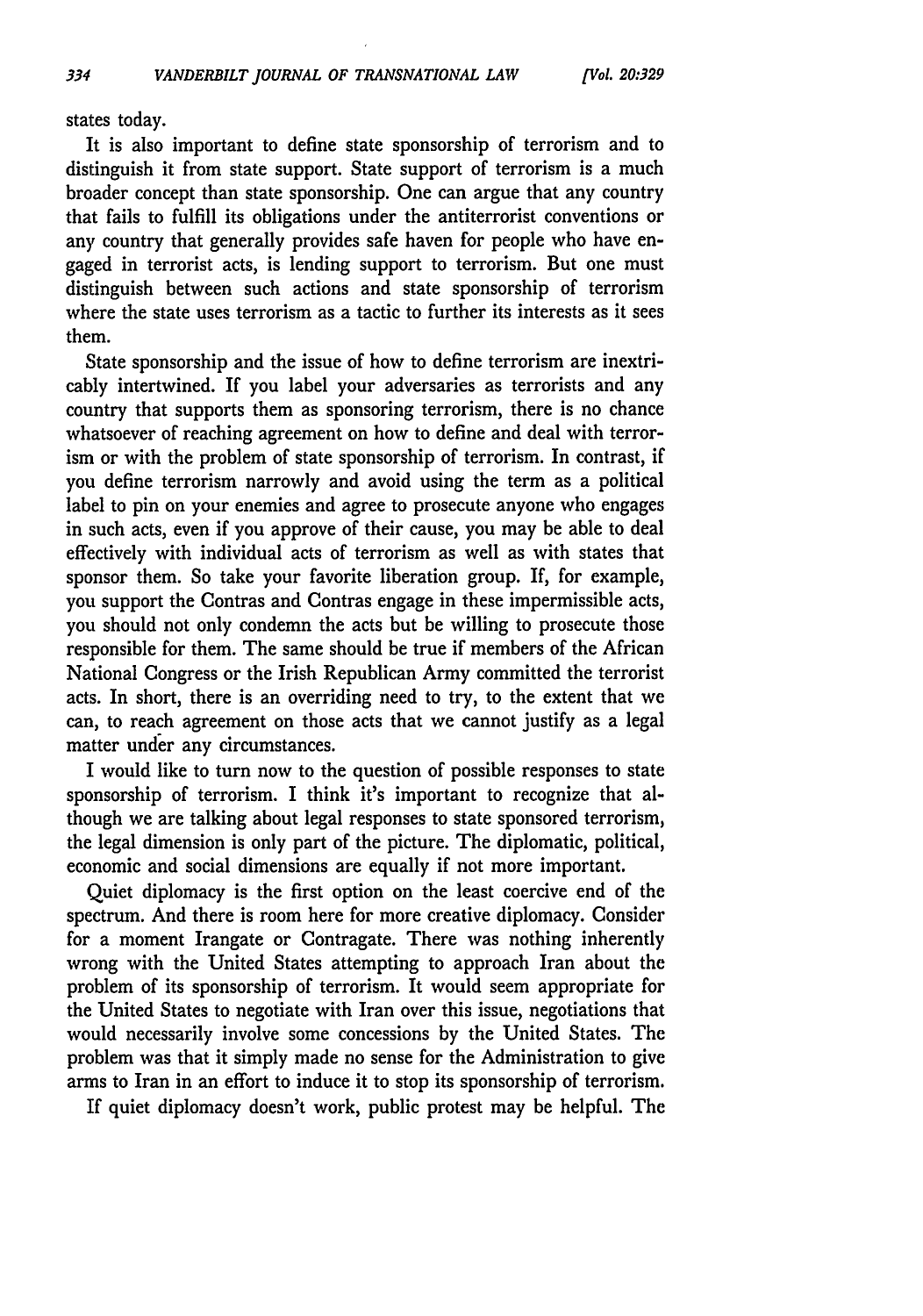states today.

It is also important to define state sponsorship of terrorism and to distinguish it from state support. State support of terrorism is a much broader concept than state sponsorship. One can argue that any country that fails to fulfill its obligations under the antiterrorist conventions or any country that generally provides safe haven for people who have engaged in terrorist acts, is lending support to terrorism. But one must distinguish between such actions and state sponsorship of terrorism where the state uses terrorism as a tactic to further its interests as it sees them.

State sponsorship and the issue of how to define terrorism are inextricably intertwined. If you label your adversaries as terrorists and any country that supports them as sponsoring terrorism, there is no chance whatsoever of reaching agreement on how to define and deal with terrorism or with the problem of state sponsorship of terrorism. In contrast, if you define terrorism narrowly and avoid using the term as a political label to pin on your enemies and agree to prosecute anyone who engages in such acts, even if you approve of their cause, you may be able to deal effectively with individual acts of terrorism as well as with states that sponsor them. So take your favorite liberation group. If, for example, you support the Contras and Contras engage in these impermissible acts, you should not only condemn the acts but be willing to prosecute those responsible for them. The same should be true if members of the African National Congress or the Irish Republican Army committed the terrorist acts. In short, there is an overriding need to try, to the extent that we can, to reach agreement on those acts that we cannot justify as a legal matter under any circumstances.

I would like to turn now to the question of possible responses to state sponsorship of terrorism. I think it's important to recognize that although we are talking about legal responses to state sponsored terrorism, the legal dimension is only part of the picture. The diplomatic, political, economic and social dimensions are equally if not more important.

Quiet diplomacy is the first option on the least coercive end of the spectrum. And there is room here for more creative diplomacy. Consider for a moment Irangate or Contragate. There was nothing inherently wrong with the United States attempting to approach Iran about the problem of its sponsorship of terrorism. It would seem appropriate for the United States to negotiate with Iran over this issue, negotiations that would necessarily involve some concessions by the United States. The problem was that it simply made no sense for the Administration to give arms to Iran in an effort to induce it to stop its sponsorship of terrorism.

If quiet diplomacy doesn't work, public protest may be helpful. The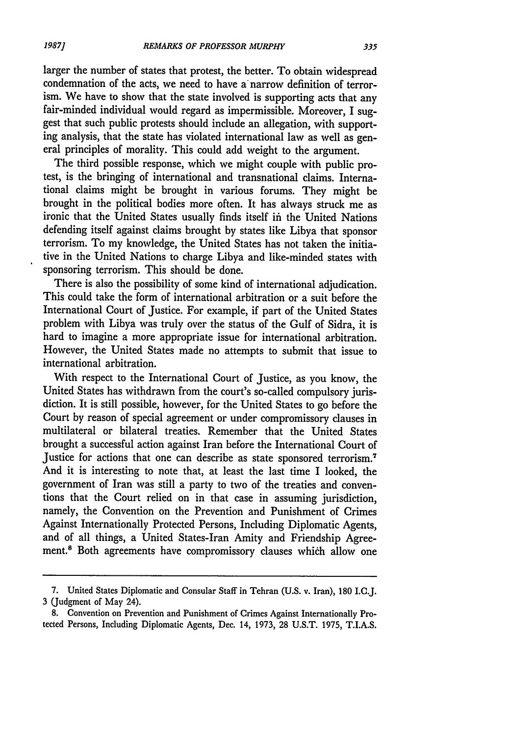larger the number of states that protest, the better. To obtain widespread condemnation of the acts, we need to have a narrow definition of terrorism. We have to show that the state involved is supporting acts that any fair-minded individual would regard as impermissible. Moreover, I suggest that such public protests should include an allegation, with supporting analysis, that the state has violated international law as well as general principles of morality. This could add weight to the argument.

The third possible response, which we might couple with public protest, is the bringing of international and transnational claims. International claims might be brought in various forums. They might be brought in the political bodies more often. It has always struck me as ironic that the United States usually finds itself in the United Nations defending itself against claims brought by states like Libya that sponsor terrorism. To my knowledge, the United States has not taken the initiative in the United Nations to charge Libya and like-minded states with sponsoring terrorism. This should be done.

There is also the possibility of some kind of international adjudication. This could take the form of international arbitration or a suit before the International Court of Justice. For example, if part of the United States problem with Libya was truly over the status of the Gulf of Sidra, it is hard to imagine a more appropriate issue for international arbitration. However, the United States made no attempts to submit that issue to international arbitration.

With respect to the International Court of Justice, as you know, the United States has withdrawn from the court's so-called compulsory jurisdiction. It is still possible, however, for the United States to go before the Court by reason of special agreement or under compromissory clauses in multilateral or bilateral treaties. Remember that the United States brought a successful action against Iran before the International Court of Justice for actions that one can describe as state sponsored terrorism.[7] And it is interesting to note that, at least the last time I looked, the government of Iran was still a party to two of the treaties and conventions that the Court relied on in that case in assuming jurisdiction, namely, the Convention on the Prevention and Punishment of Crimes Against Internationally Protected Persons, Including Diplomatic Agents, and of all things, a United States-Iran Amity and Friendship Agreement.[8] Both agreements have compromissory clauses which allow one

---

7. United States Diplomatic and Consular Staff in Tehran (U.S. v. Iran), 180 I.C.J. 3 (Judgment of May 24).

8. Convention on Prevention and Punishment of Crimes Against Internationally Protected Persons, Including Diplomatic Agents, Dec. 14, 1973, 28 U.S.T. 1975, T.I.A.S.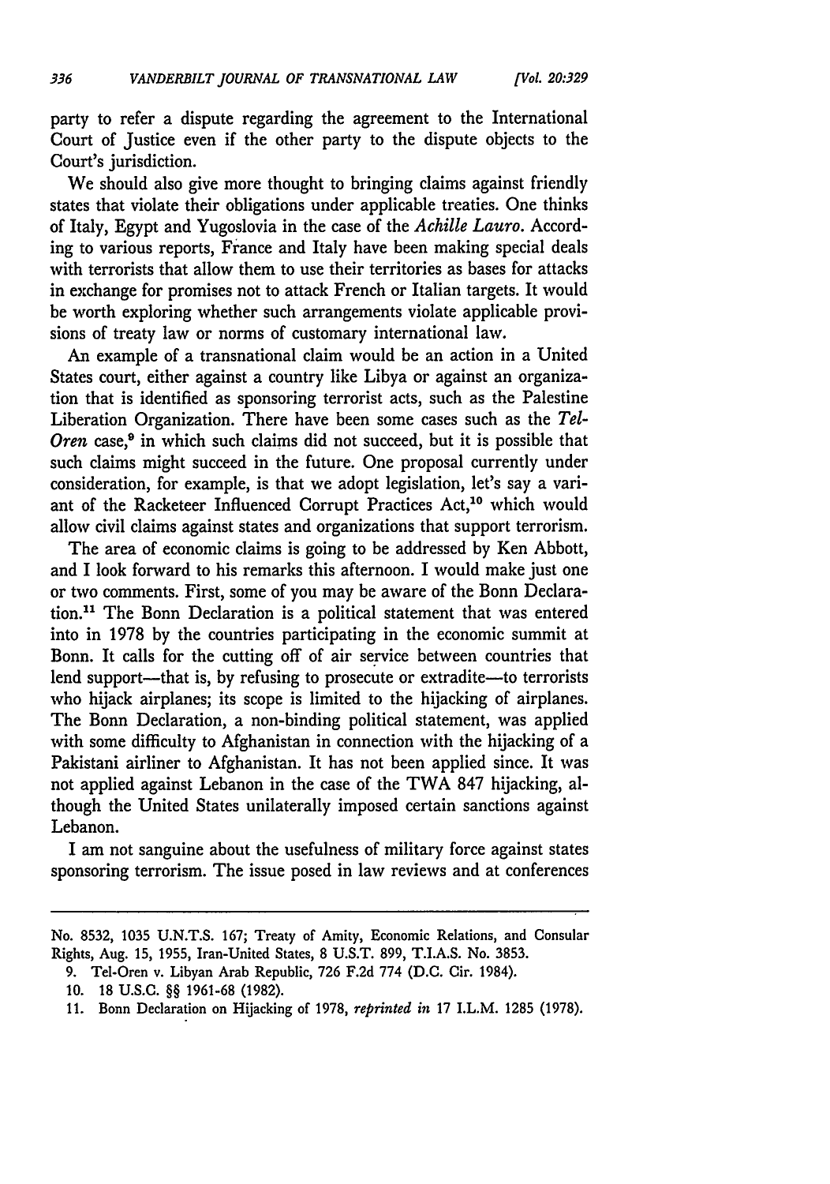party to refer a dispute regarding the agreement to the International Court of Justice even if the other party to the dispute objects to the Court's jurisdiction.

We should also give more thought to bringing claims against friendly states that violate their obligations under applicable treaties. One thinks of Italy, Egypt and Yugoslovia in the case of the *Achille Lauro*. According to various reports, France and Italy have been making special deals with terrorists that allow them to use their territories as bases for attacks in exchange for promises not to attack French or Italian targets. It would be worth exploring whether such arrangements violate applicable provisions of treaty law or norms of customary international law.

An example of a transnational claim would be an action in a United States court, either against a country like Libya or against an organization that is identified as sponsoring terrorist acts, such as the Palestine Liberation Organization. There have been some cases such as the *Tel-Oren* case,[9] in which such claims did not succeed, but it is possible that such claims might succeed in the future. One proposal currently under consideration, for example, is that we adopt legislation, let's say a variant of the Racketeer Influenced Corrupt Practices Act,[10] which would allow civil claims against states and organizations that support terrorism.

The area of economic claims is going to be addressed by Ken Abbott, and I look forward to his remarks this afternoon. I would make just one or two comments. First, some of you may be aware of the Bonn Declaration.[11] The Bonn Declaration is a political statement that was entered into in 1978 by the countries participating in the economic summit at Bonn. It calls for the cutting off of air service between countries that lend support—that is, by refusing to prosecute or extradite—to terrorists who hijack airplanes; its scope is limited to the hijacking of airplanes. The Bonn Declaration, a non-binding political statement, was applied with some difficulty to Afghanistan in connection with the hijacking of a Pakistani airliner to Afghanistan. It has not been applied since. It was not applied against Lebanon in the case of the TWA 847 hijacking, although the United States unilaterally imposed certain sanctions against Lebanon.

I am not sanguine about the usefulness of military force against states sponsoring terrorism. The issue posed in law reviews and at conferences

---

No. 8532, 1035 U.N.T.S. 167; Treaty of Amity, Economic Relations, and Consular Rights, Aug. 15, 1955, Iran-United States, 8 U.S.T. 899, T.I.A.S. No. 3853.

9. Tel-Oren v. Libyan Arab Republic, 726 F.2d 774 (D.C. Cir. 1984).

10. 18 U.S.C. §§ 1961-68 (1982).

11. Bonn Declaration on Hijacking of 1978, *reprinted in* 17 I.L.M. 1285 (1978).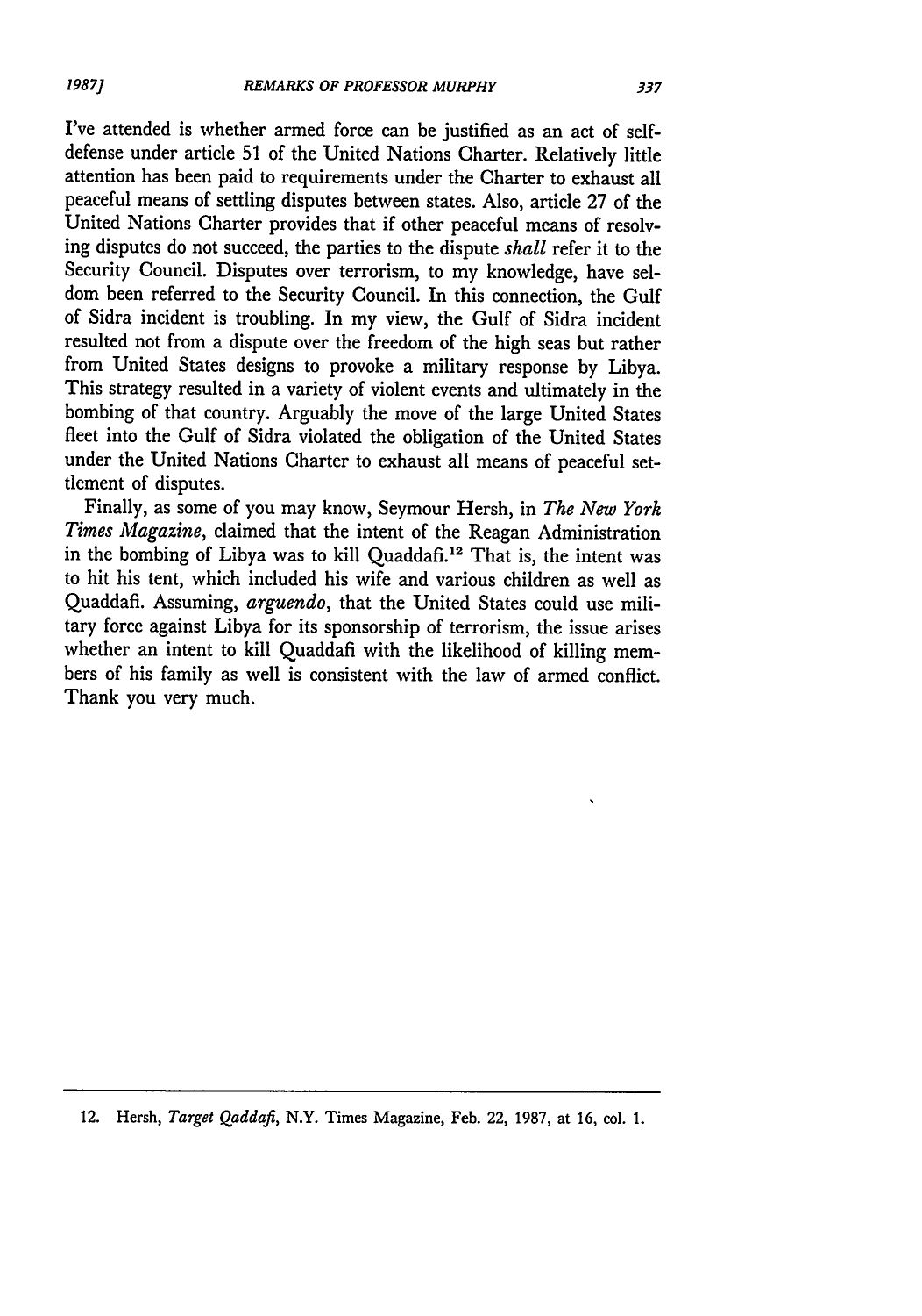I've attended is whether armed force can be justified as an act of self-defense under article 51 of the United Nations Charter. Relatively little attention has been paid to requirements under the Charter to exhaust all peaceful means of settling disputes between states. Also, article 27 of the United Nations Charter provides that if other peaceful means of resolving disputes do not succeed, the parties to the dispute *shall* refer it to the Security Council. Disputes over terrorism, to my knowledge, have seldom been referred to the Security Council. In this connection, the Gulf of Sidra incident is troubling. In my view, the Gulf of Sidra incident resulted not from a dispute over the freedom of the high seas but rather from United States designs to provoke a military response by Libya. This strategy resulted in a variety of violent events and ultimately in the bombing of that country. Arguably the move of the large United States fleet into the Gulf of Sidra violated the obligation of the United States under the United Nations Charter to exhaust all means of peaceful settlement of disputes.

Finally, as some of you may know, Seymour Hersh, in *The New York Times Magazine*, claimed that the intent of the Reagan Administration in the bombing of Libya was to kill Quaddafi.[12] That is, the intent was to hit his tent, which included his wife and various children as well as Quaddafi. Assuming, *arguendo*, that the United States could use military force against Libya for its sponsorship of terrorism, the issue arises whether an intent to kill Quaddafi with the likelihood of killing members of his family as well is consistent with the law of armed conflict. Thank you very much.

---

12. Hersh, *Target Qaddafi*, N.Y. Times Magazine, Feb. 22, 1987, at 16, col. 1.